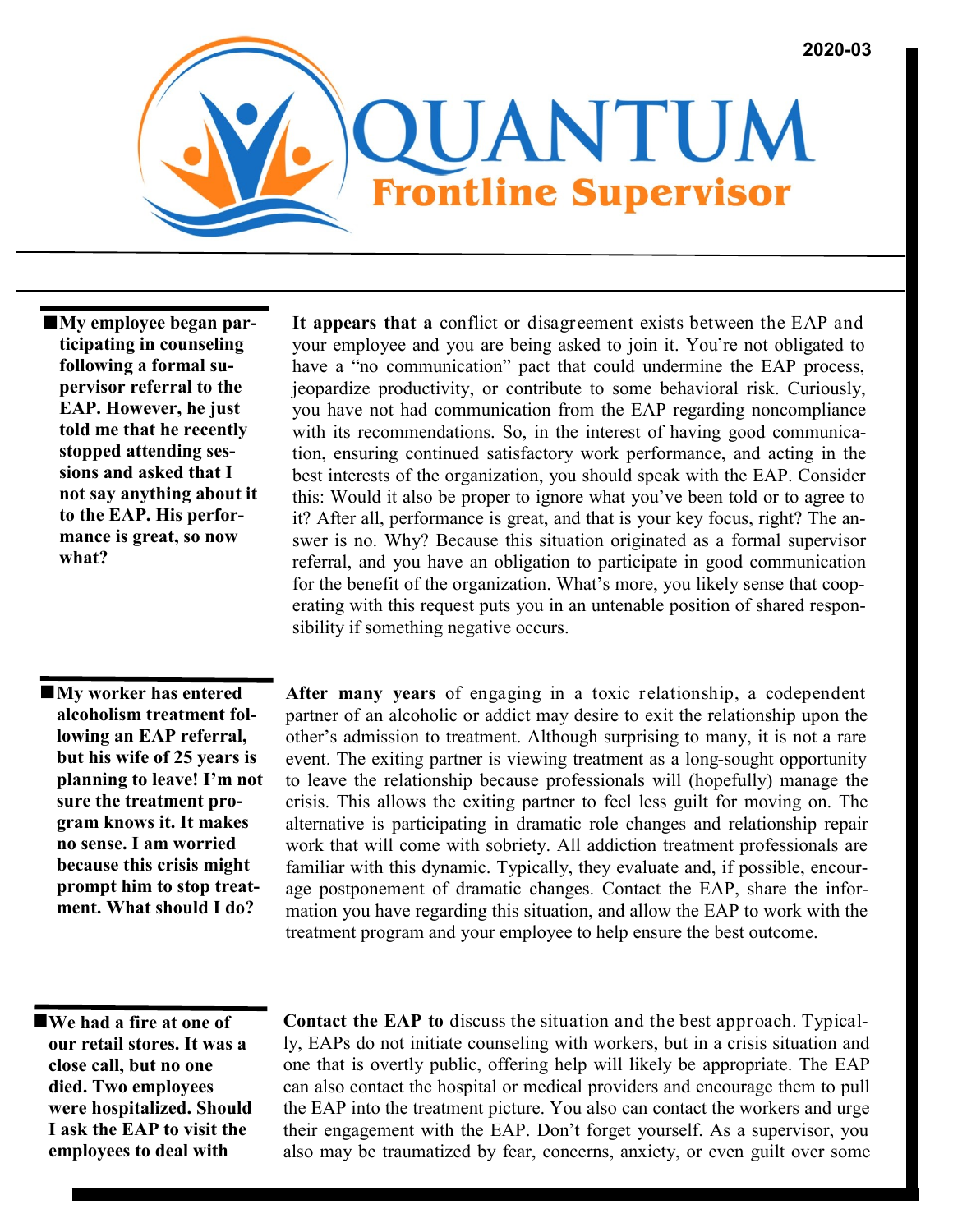2020-03

# QUANTUM

## Frontline Supervisor

**■ My employee began participating in counseling following a formal supervisor referral to the EAP. However, he just told me that he recently stopped attending sessions and asked that I not say anything about it to the EAP. His performance is great, so now what?**

**It appears that a** conflict or disagreement exists between the EAP and your employee and you are being asked to join it. You're not obligated to have a "no communication" pact that could undermine the EAP process, jeopardize productivity, or contribute to some behavioral risk. Curiously, you have not had communication from the EAP regarding noncompliance with its recommendations. So, in the interest of having good communication, ensuring continued satisfactory work performance, and acting in the best interests of the organization, you should speak with the EAP. Consider this: Would it also be proper to ignore what you've been told or to agree to it? After all, performance is great, and that is your key focus, right? The answer is no. Why? Because this situation originated as a formal supervisor referral, and you have an obligation to participate in good communication for the benefit of the organization. What's more, you likely sense that cooperating with this request puts you in an untenable position of shared responsibility if something negative occurs.

**■ My worker has entered alcoholism treatment following an EAP referral, but his wife of 25 years is planning to leave! I'm not sure the treatment program knows it. It makes no sense. I am worried because this crisis might prompt him to stop treatment. What should I do?**

**After many years** of engaging in a toxic relationship, a codependent partner of an alcoholic or addict may desire to exit the relationship upon the other's admission to treatment. Although surprising to many, it is not a rare event. The exiting partner is viewing treatment as a long-sought opportunity to leave the relationship because professionals will (hopefully) manage the crisis. This allows the exiting partner to feel less guilt for moving on. The alternative is participating in dramatic role changes and relationship repair work that will come with sobriety. All addiction treatment professionals are familiar with this dynamic. Typically, they evaluate and, if possible, encourage postponement of dramatic changes. Contact the EAP, share the information you have regarding this situation, and allow the EAP to work with the treatment program and your employee to help ensure the best outcome.

**■ We had a fire at one of our retail stores. It was a close call, but no one died. Two employees were hospitalized. Should I ask the EAP to visit the employees to deal with**

**Contact the EAP to** discuss the situation and the best approach. Typically, EAPs do not initiate counseling with workers, but in a crisis situation and one that is overtly public, offering help will likely be appropriate. The EAP can also contact the hospital or medical providers and encourage them to pull the EAP into the treatment picture. You also can contact the workers and urge their engagement with the EAP. Don't forget yourself. As a supervisor, you also may be traumatized by fear, concerns, anxiety, or even guilt over some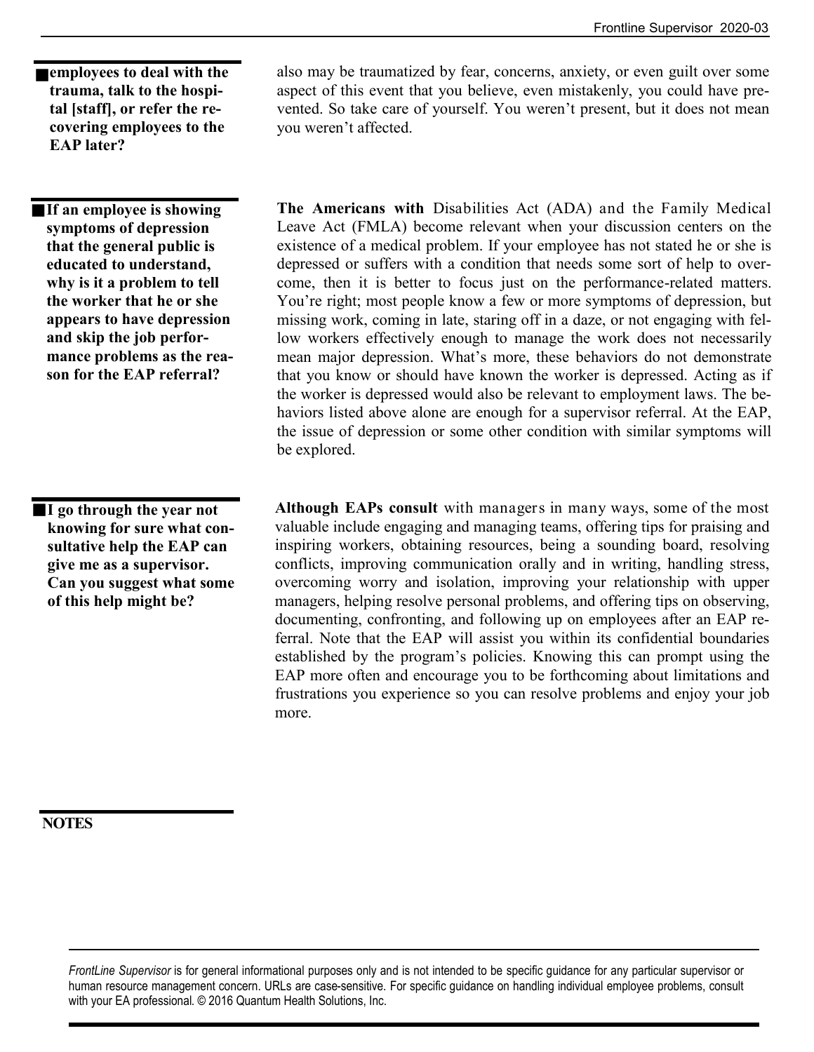**employees to deal with the trauma, talk to the hospital [staff], or refer the recovering employees to the EAP later?**

also may be traumatized by fear, concerns, anxiety, or even guilt over some aspect of this event that you believe, even mistakenly, you could have prevented. So take care of yourself. You weren't present, but it does not mean you weren't affected.

**If an employee is showing symptoms of depression that the general public is educated to understand, why is it a problem to tell the worker that he or she appears to have depression and skip the job performance problems as the reason for the EAP referral?**

**The Americans with** Disabilities Act (ADA) and the Family Medical Leave Act (FMLA) become relevant when your discussion centers on the existence of a medical problem. If your employee has not stated he or she is depressed or suffers with a condition that needs some sort of help to overcome, then it is better to focus just on the performance-related matters. You're right; most people know a few or more symptoms of depression, but missing work, coming in late, staring off in a daze, or not engaging with fellow workers effectively enough to manage the work does not necessarily mean major depression. What's more, these behaviors do not demonstrate that you know or should have known the worker is depressed. Acting as if the worker is depressed would also be relevant to employment laws. The behaviors listed above alone are enough for a supervisor referral. At the EAP, the issue of depression or some other condition with similar symptoms will be explored.

**I go through the year not knowing for sure what consultative help the EAP can give me as a supervisor. Can you suggest what some of this help might be?**

**Although EAPs consult** with managers in many ways, some of the most valuable include engaging and managing teams, offering tips for praising and inspiring workers, obtaining resources, being a sounding board, resolving conflicts, improving communication orally and in writing, handling stress, overcoming worry and isolation, improving your relationship with upper managers, helping resolve personal problems, and offering tips on observing, documenting, confronting, and following up on employees after an EAP referral. Note that the EAP will assist you within its confidential boundaries established by the program's policies. Knowing this can prompt using the EAP more often and encourage you to be forthcoming about limitations and frustrations you experience so you can resolve problems and enjoy your job more.

**NOTES**

*FrontLine Supervisor* is for general informational purposes only and is not intended to be specific guidance for any particular supervisor or human resource management concern. URLs are case-sensitive. For specific guidance on handling individual employee problems, consult with your EA professional. © 2016 Quantum Health Solutions, Inc.